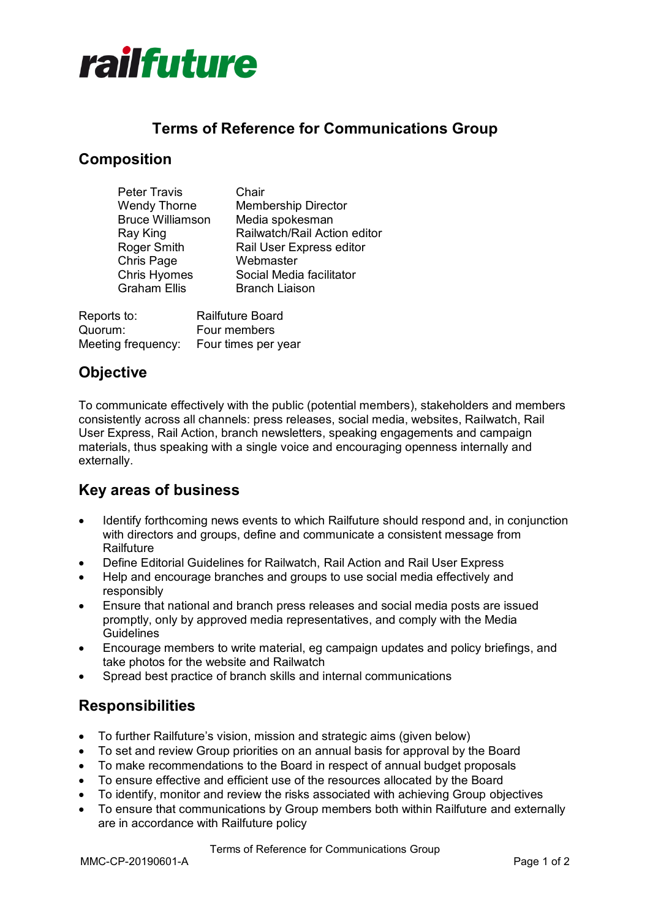railfuture

# Terms of Reference for Communications Group

## Composition

| | |
|---|---|
| Peter Travis | Chair |
| Wendy Thorne | Membership Director |
| Bruce Williamson | Media spokesman |
| Ray King | Railwatch/Rail Action editor |
| Roger Smith | Rail User Express editor |
| Chris Page | Webmaster |
| Chris Hyomes | Social Media facilitator |
| Graham Ellis | Branch Liaison |

| | |
|---|---|
| Reports to: | Railfuture Board |
| Quorum: | Four members |
| Meeting frequency: | Four times per year |

## Objective

To communicate effectively with the public (potential members), stakeholders and members consistently across all channels: press releases, social media, websites, Railwatch, Rail User Express, Rail Action, branch newsletters, speaking engagements and campaign materials, thus speaking with a single voice and encouraging openness internally and externally.

## Key areas of business

- Identify forthcoming news events to which Railfuture should respond and, in conjunction with directors and groups, define and communicate a consistent message from Railfuture
- Define Editorial Guidelines for Railwatch, Rail Action and Rail User Express
- Help and encourage branches and groups to use social media effectively and responsibly
- Ensure that national and branch press releases and social media posts are issued promptly, only by approved media representatives, and comply with the Media Guidelines
- Encourage members to write material, eg campaign updates and policy briefings, and take photos for the website and Railwatch
- Spread best practice of branch skills and internal communications

## Responsibilities

- To further Railfuture's vision, mission and strategic aims (given below)
- To set and review Group priorities on an annual basis for approval by the Board
- To make recommendations to the Board in respect of annual budget proposals
- To ensure effective and efficient use of the resources allocated by the Board
- To identify, monitor and review the risks associated with achieving Group objectives
- To ensure that communications by Group members both within Railfuture and externally are in accordance with Railfuture policy

MMC-CP-20190601-A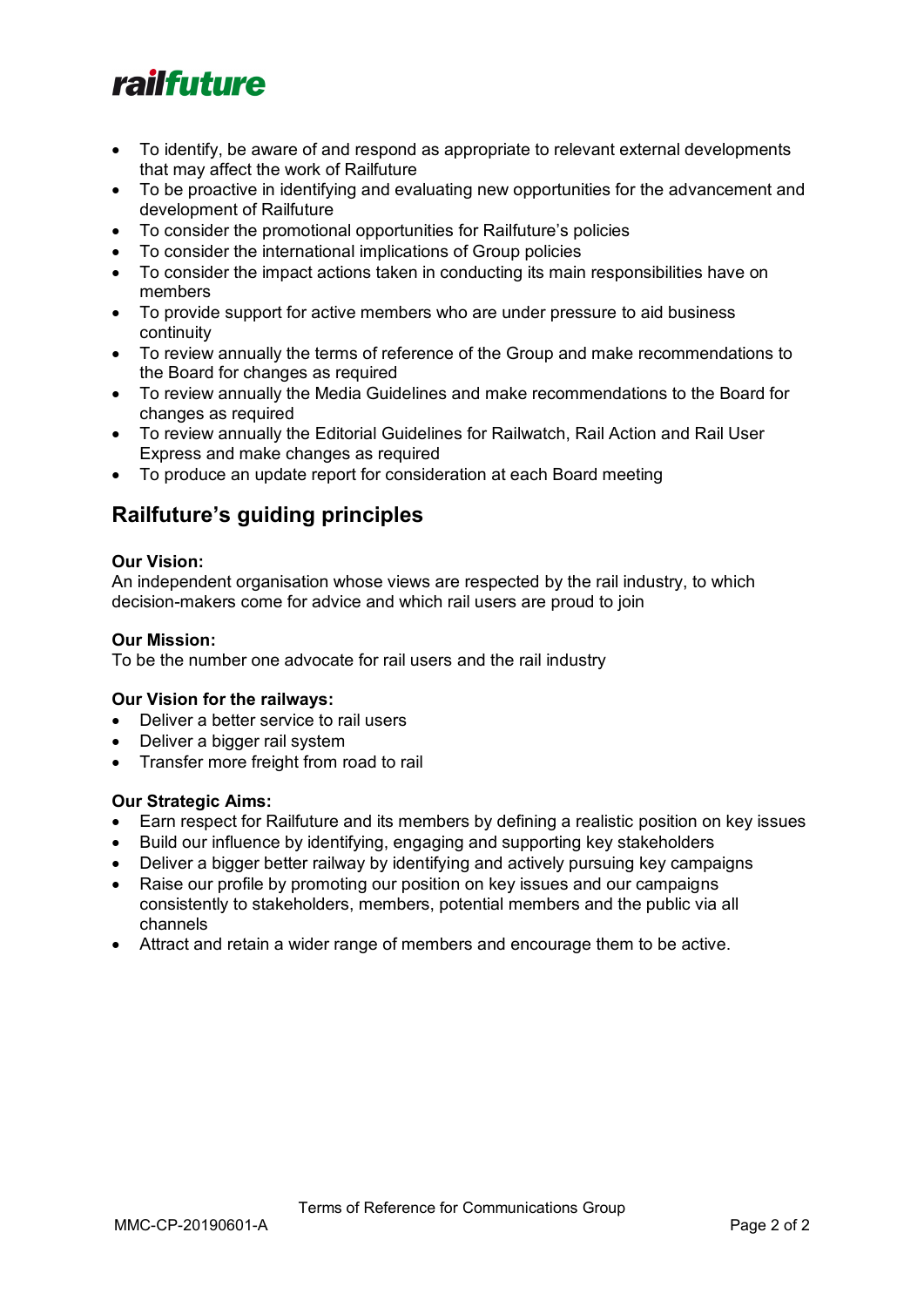- To identify, be aware of and respond as appropriate to relevant external developments that may affect the work of Railfuture
- To be proactive in identifying and evaluating new opportunities for the advancement and development of Railfuture
- To consider the promotional opportunities for Railfuture's policies
- To consider the international implications of Group policies
- To consider the impact actions taken in conducting its main responsibilities have on members
- To provide support for active members who are under pressure to aid business continuity
- To review annually the terms of reference of the Group and make recommendations to the Board for changes as required
- To review annually the Media Guidelines and make recommendations to the Board for changes as required
- To review annually the Editorial Guidelines for Railwatch, Rail Action and Rail User Express and make changes as required
- To produce an update report for consideration at each Board meeting

## Railfuture's guiding principles

**Our Vision:**
An independent organisation whose views are respected by the rail industry, to which decision-makers come for advice and which rail users are proud to join

**Our Mission:**
To be the number one advocate for rail users and the rail industry

**Our Vision for the railways:**

- Deliver a better service to rail users
- Deliver a bigger rail system
- Transfer more freight from road to rail

**Our Strategic Aims:**

- Earn respect for Railfuture and its members by defining a realistic position on key issues
- Build our influence by identifying, engaging and supporting key stakeholders
- Deliver a bigger better railway by identifying and actively pursuing key campaigns
- Raise our profile by promoting our position on key issues and our campaigns consistently to stakeholders, members, potential members and the public via all channels
- Attract and retain a wider range of members and encourage them to be active.